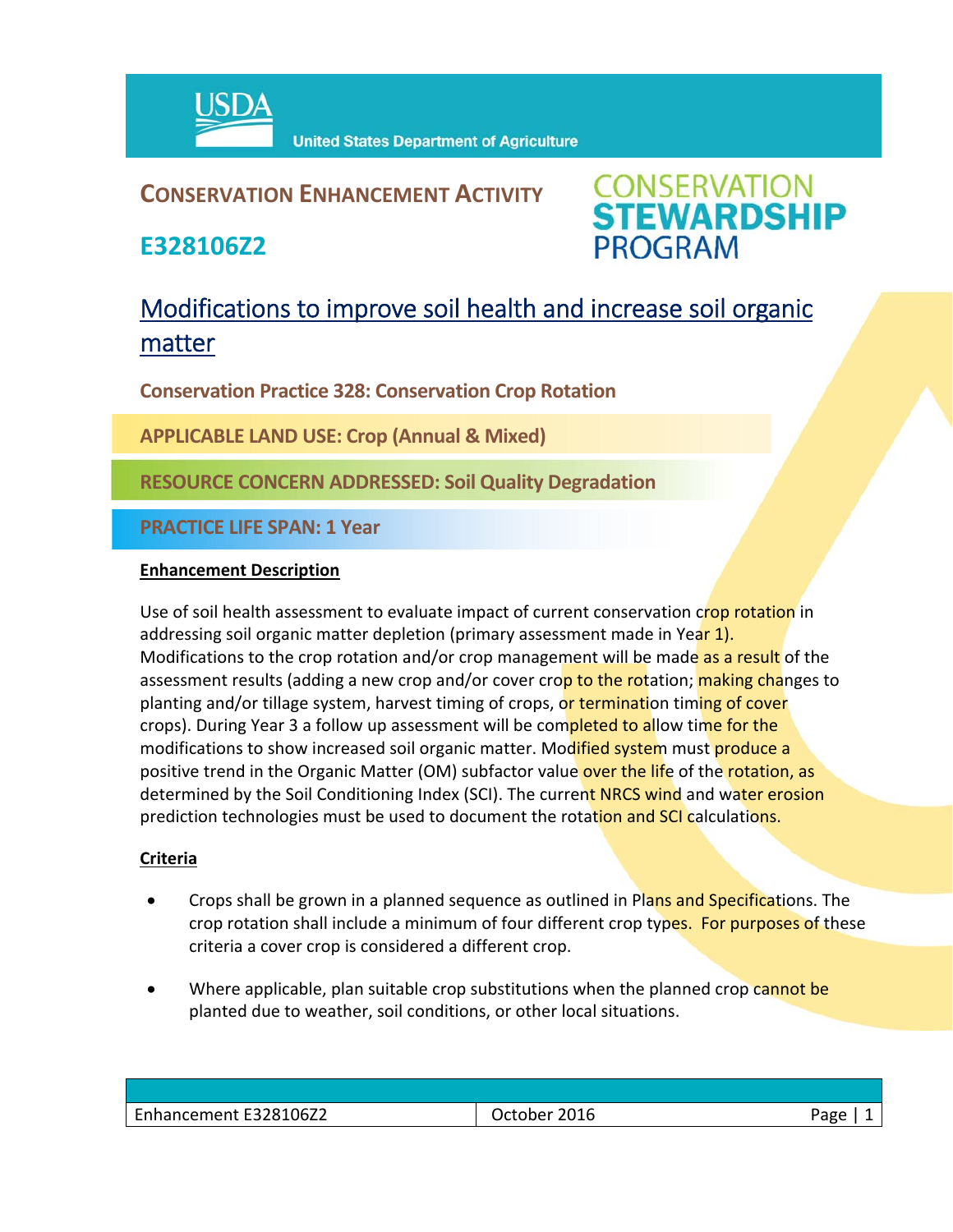USDA United States Department of Agriculture

# CONSERVATION ENHANCEMENT ACTIVITY

## E328106Z2

CONSERVATION STEWARDSHIP PROGRAM

# Modifications to improve soil health and increase soil organic matter

**Conservation Practice 328: Conservation Crop Rotation**

**APPLICABLE LAND USE: Crop (Annual & Mixed)**

**RESOURCE CONCERN ADDRESSED: Soil Quality Degradation**

**PRACTICE LIFE SPAN: 1 Year**

### Enhancement Description

Use of soil health assessment to evaluate impact of current conservation crop rotation in addressing soil organic matter depletion (primary assessment made in Year 1). Modifications to the crop rotation and/or crop management will be made as a result of the assessment results (adding a new crop and/or cover crop to the rotation; making changes to planting and/or tillage system, harvest timing of crops, or termination timing of cover crops). During Year 3 a follow up assessment will be completed to allow time for the modifications to show increased soil organic matter. Modified system must produce a positive trend in the Organic Matter (OM) subfactor value over the life of the rotation, as determined by the Soil Conditioning Index (SCI). The current NRCS wind and water erosion prediction technologies must be used to document the rotation and SCI calculations.

### Criteria

- Crops shall be grown in a planned sequence as outlined in Plans and Specifications. The crop rotation shall include a minimum of four different crop types. For purposes of these criteria a cover crop is considered a different crop.

- Where applicable, plan suitable crop substitutions when the planned crop cannot be planted due to weather, soil conditions, or other local situations.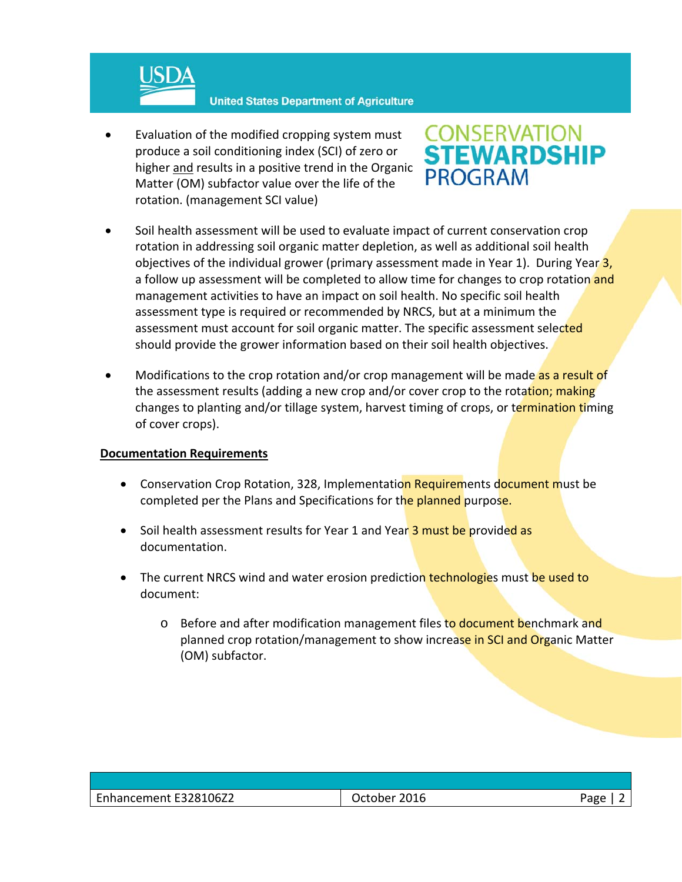- Evaluation of the modified cropping system must produce a soil conditioning index (SCI) of zero or higher and results in a positive trend in the Organic Matter (OM) subfactor value over the life of the rotation. (management SCI value)

- Soil health assessment will be used to evaluate impact of current conservation crop rotation in addressing soil organic matter depletion, as well as additional soil health objectives of the individual grower (primary assessment made in Year 1). During Year 3, a follow up assessment will be completed to allow time for changes to crop rotation and management activities to have an impact on soil health. No specific soil health assessment type is required or recommended by NRCS, but at a minimum the assessment must account for soil organic matter. The specific assessment selected should provide the grower information based on their soil health objectives.

- Modifications to the crop rotation and/or crop management will be made as a result of the assessment results (adding a new crop and/or cover crop to the rotation; making changes to planting and/or tillage system, harvest timing of crops, or termination timing of cover crops).

**Documentation Requirements**

- Conservation Crop Rotation, 328, Implementation Requirements document must be completed per the Plans and Specifications for the planned purpose.

- Soil health assessment results for Year 1 and Year 3 must be provided as documentation.

- The current NRCS wind and water erosion prediction technologies must be used to document:
  - Before and after modification management files to document benchmark and planned crop rotation/management to show increase in SCI and Organic Matter (OM) subfactor.